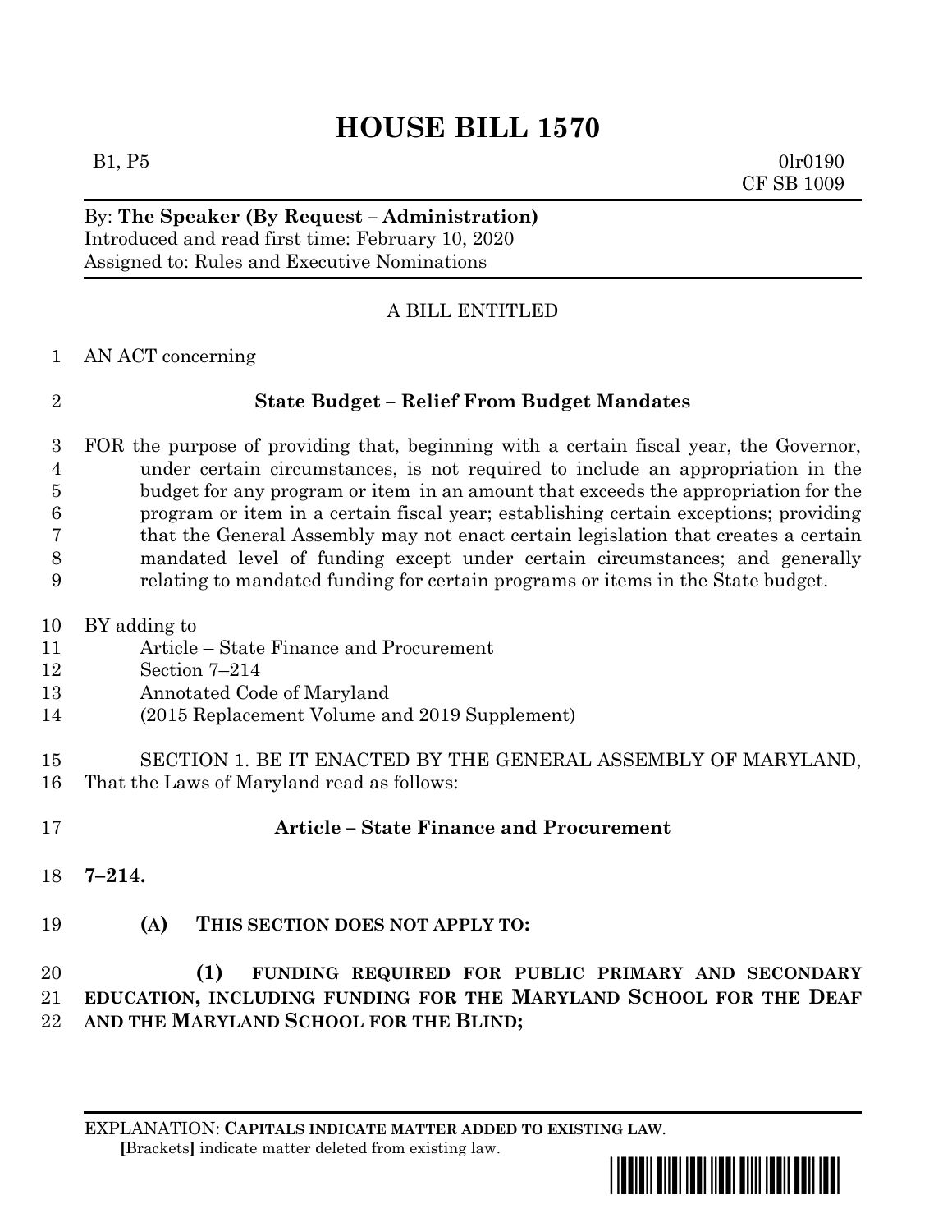# HOUSE BILL 1570

B1, P5 0lr0190
CF SB 1009

By: **The Speaker (By Request – Administration)**
Introduced and read first time: February 10, 2020
Assigned to: Rules and Executive Nominations

A BILL ENTITLED

AN ACT concerning

**State Budget – Relief From Budget Mandates**

FOR the purpose of providing that, beginning with a certain fiscal year, the Governor, under certain circumstances, is not required to include an appropriation in the budget for any program or item in an amount that exceeds the appropriation for the program or item in a certain fiscal year; establishing certain exceptions; providing that the General Assembly may not enact certain legislation that creates a certain mandated level of funding except under certain circumstances; and generally relating to mandated funding for certain programs or items in the State budget.

BY adding to
Article – State Finance and Procurement
Section 7–214
Annotated Code of Maryland
(2015 Replacement Volume and 2019 Supplement)

SECTION 1. BE IT ENACTED BY THE GENERAL ASSEMBLY OF MARYLAND, That the Laws of Maryland read as follows:

**Article – State Finance and Procurement**

**7–214.**

**(A) THIS SECTION DOES NOT APPLY TO:**

**(1) FUNDING REQUIRED FOR PUBLIC PRIMARY AND SECONDARY EDUCATION, INCLUDING FUNDING FOR THE MARYLAND SCHOOL FOR THE DEAF AND THE MARYLAND SCHOOL FOR THE BLIND;**

EXPLANATION: **CAPITALS INDICATE MATTER ADDED TO EXISTING LAW**.
**[**Brackets**]** indicate matter deleted from existing law.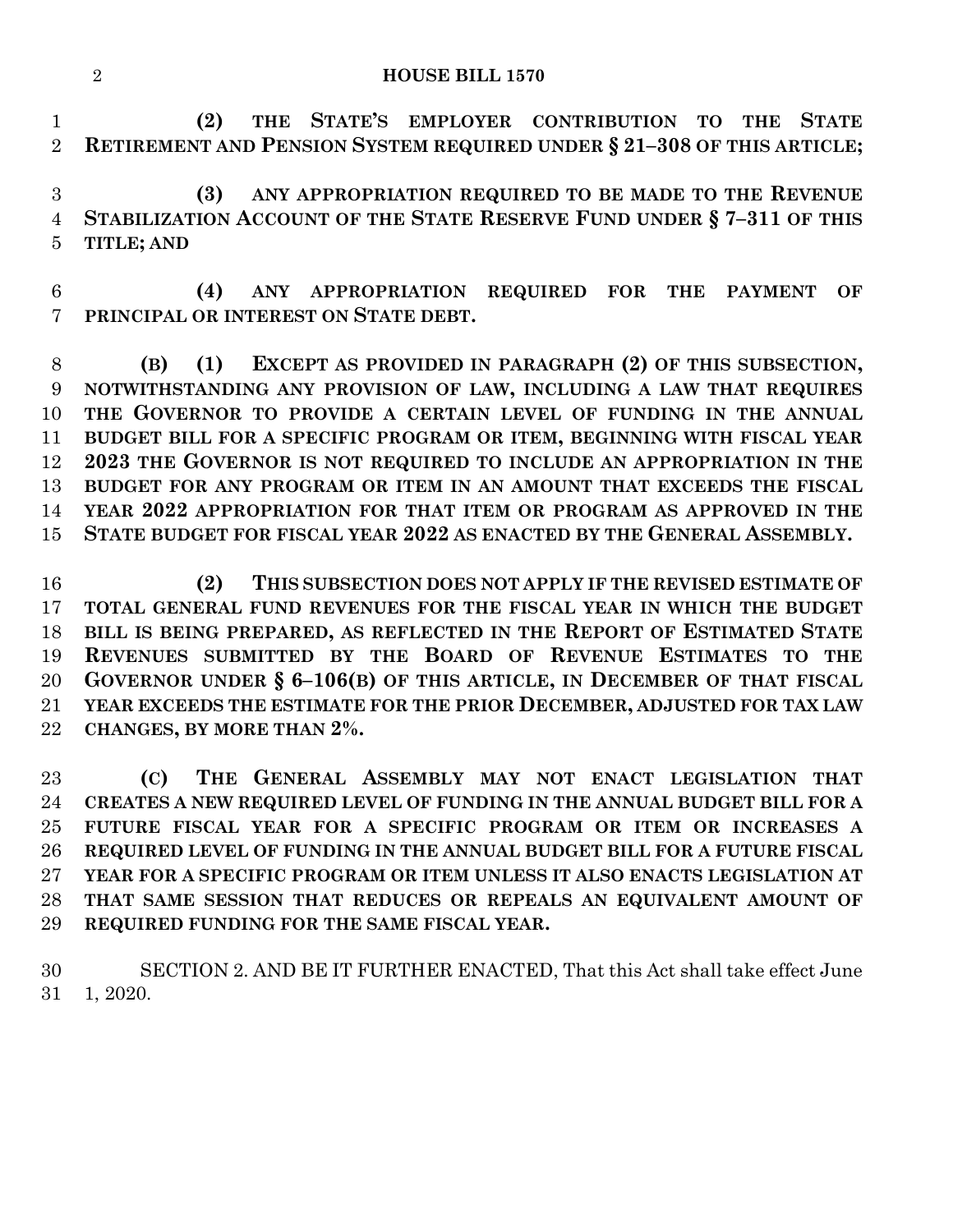**(2) THE STATE'S EMPLOYER CONTRIBUTION TO THE STATE RETIREMENT AND PENSION SYSTEM REQUIRED UNDER § 21–308 OF THIS ARTICLE;**

**(3) ANY APPROPRIATION REQUIRED TO BE MADE TO THE REVENUE STABILIZATION ACCOUNT OF THE STATE RESERVE FUND UNDER § 7–311 OF THIS TITLE; AND**

**(4) ANY APPROPRIATION REQUIRED FOR THE PAYMENT OF PRINCIPAL OR INTEREST ON STATE DEBT.**

**(B) (1) EXCEPT AS PROVIDED IN PARAGRAPH (2) OF THIS SUBSECTION, NOTWITHSTANDING ANY PROVISION OF LAW, INCLUDING A LAW THAT REQUIRES THE GOVERNOR TO PROVIDE A CERTAIN LEVEL OF FUNDING IN THE ANNUAL BUDGET BILL FOR A SPECIFIC PROGRAM OR ITEM, BEGINNING WITH FISCAL YEAR 2023 THE GOVERNOR IS NOT REQUIRED TO INCLUDE AN APPROPRIATION IN THE BUDGET FOR ANY PROGRAM OR ITEM IN AN AMOUNT THAT EXCEEDS THE FISCAL YEAR 2022 APPROPRIATION FOR THAT ITEM OR PROGRAM AS APPROVED IN THE STATE BUDGET FOR FISCAL YEAR 2022 AS ENACTED BY THE GENERAL ASSEMBLY.**

**(2) THIS SUBSECTION DOES NOT APPLY IF THE REVISED ESTIMATE OF TOTAL GENERAL FUND REVENUES FOR THE FISCAL YEAR IN WHICH THE BUDGET BILL IS BEING PREPARED, AS REFLECTED IN THE REPORT OF ESTIMATED STATE REVENUES SUBMITTED BY THE BOARD OF REVENUE ESTIMATES TO THE GOVERNOR UNDER § 6–106(B) OF THIS ARTICLE, IN DECEMBER OF THAT FISCAL YEAR EXCEEDS THE ESTIMATE FOR THE PRIOR DECEMBER, ADJUSTED FOR TAX LAW CHANGES, BY MORE THAN 2%.**

**(C) THE GENERAL ASSEMBLY MAY NOT ENACT LEGISLATION THAT CREATES A NEW REQUIRED LEVEL OF FUNDING IN THE ANNUAL BUDGET BILL FOR A FUTURE FISCAL YEAR FOR A SPECIFIC PROGRAM OR ITEM OR INCREASES A REQUIRED LEVEL OF FUNDING IN THE ANNUAL BUDGET BILL FOR A FUTURE FISCAL YEAR FOR A SPECIFIC PROGRAM OR ITEM UNLESS IT ALSO ENACTS LEGISLATION AT THAT SAME SESSION THAT REDUCES OR REPEALS AN EQUIVALENT AMOUNT OF REQUIRED FUNDING FOR THE SAME FISCAL YEAR.**

SECTION 2. AND BE IT FURTHER ENACTED, That this Act shall take effect June 1, 2020.